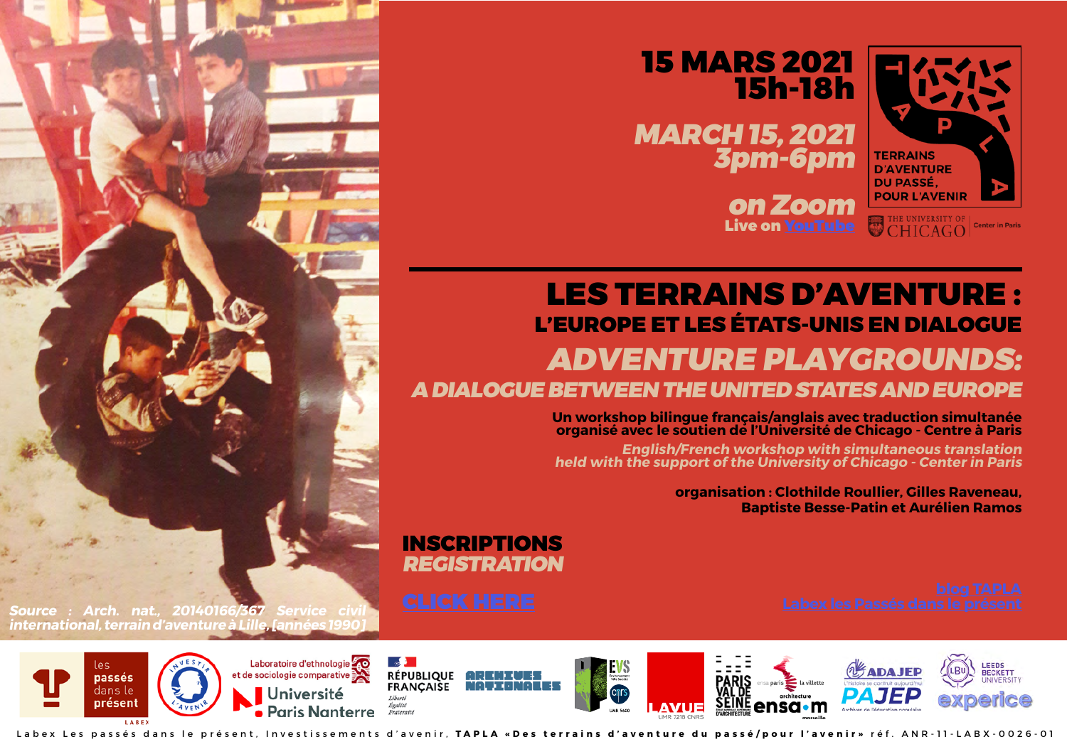# 15 MARS 2021
## 15h-18h

## *MARCH 15, 2021*
## *3pm-6pm*

***on Zoom***
**Live on YouTube**

TERRAINS D'AVENTURE DU PASSÉ, POUR L'AVENIR

THE UNIVERSITY OF CHICAGO Center in Paris

# LES TERRAINS D'AVENTURE :
## L'EUROPE ET LES ÉTATS-UNIS EN DIALOGUE

# *ADVENTURE PLAYGROUNDS:*
## *A DIALOGUE BETWEEN THE UNITED STATES AND EUROPE*

**Un workshop bilingue français/anglais avec traduction simultanée organisé avec le soutien de l'Université de Chicago - Centre à Paris**

***English/French workshop with simultaneous translation held with the support of the University of Chicago - Center in Paris***

**organisation : Clothilde Roullier, Gilles Raveneau, Baptiste Besse-Patin et Aurélien Ramos**

**INSCRIPTIONS**
***REGISTRATION***

**CLICK HERE**

blog TAPLA
Labex les Passés dans le présent

*Source : Arch. nat., 20140166/367 Service civil international, terrain d'aventure à Lille, [années 1990]*

les passés dans le présent LABEX · Investir l'avenir · Laboratoire d'ethnologie et de sociologie comparative · Université Paris Nanterre · République Française Liberté Égalité Fraternité · Archives nationales · EVS Environnement Ville Société CNRS UMR 5600 · LAVUE UMR 7218 CNRS · Paris Val de Seine École nationale supérieure d'architecture · ensa paris la villette architecture · ensa·m marseille · ADAJEP PAJEP L'histoire se construit aujourd'hui Archives de l'éducation populaire · Leeds Beckett University · experice

Labex Les passés dans le présent, Investissements d'avenir, **TAPLA «Des terrains d'aventure du passé/pour l'avenir»** réf. ANR-11-LABX-0026-01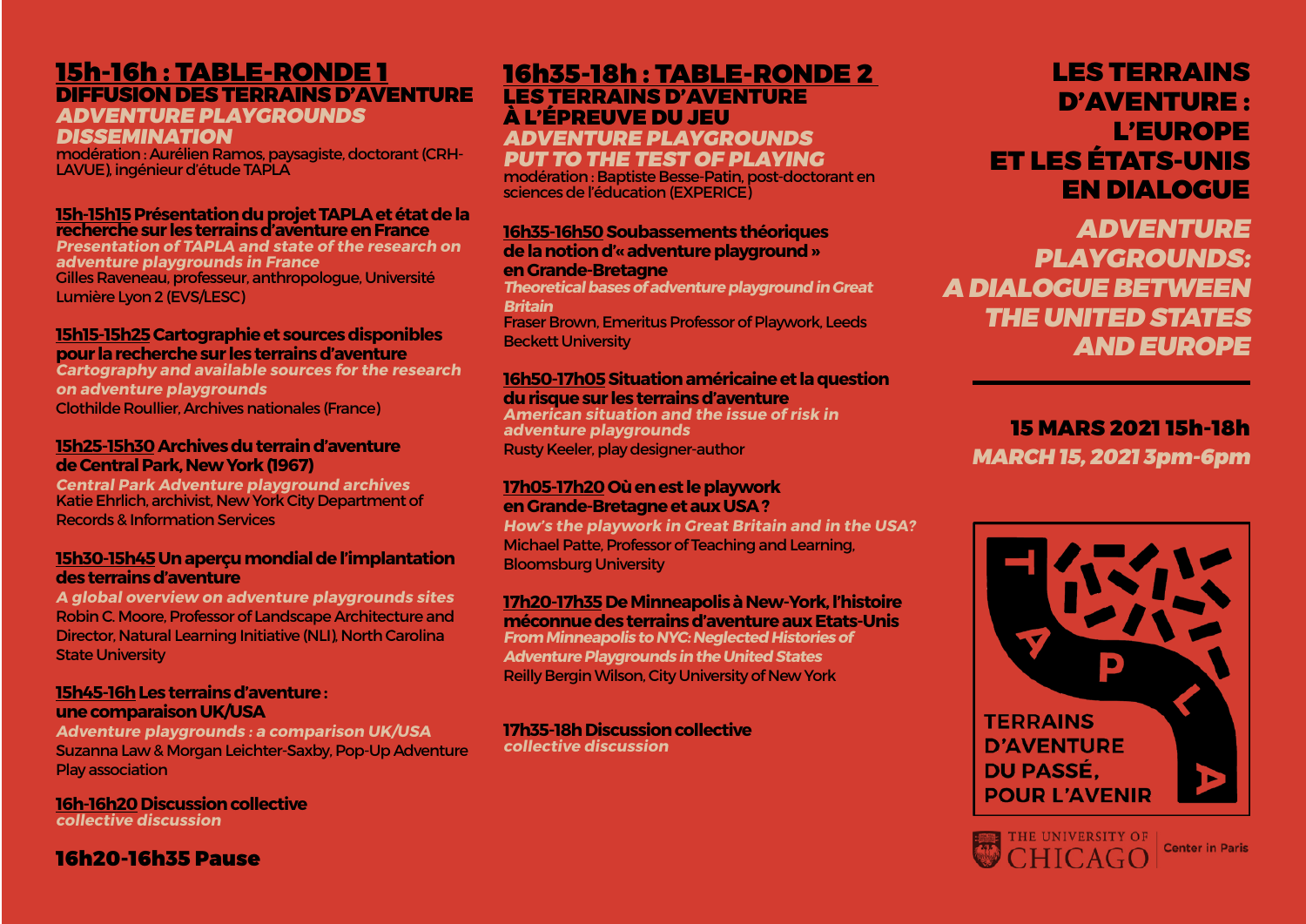## 15h-16h : TABLE-RONDE 1
### DIFFUSION DES TERRAINS D'AVENTURE
### *ADVENTURE PLAYGROUNDS DISSEMINATION*

modération : Aurélien Ramos, paysagiste, doctorant (CRH-LAVUE), ingénieur d'étude TAPLA

**15h-15h15 Présentation du projet TAPLA et état de la recherche sur les terrains d'aventure en France**
*Presentation of TAPLA and state of the research on adventure playgrounds in France*
Gilles Raveneau, professeur, anthropologue, Université Lumière Lyon 2 (EVS/LESC)

**15h15-15h25 Cartographie et sources disponibles pour la recherche sur les terrains d'aventure**
*Cartography and available sources for the research on adventure playgrounds*
Clothilde Roullier, Archives nationales (France)

**15h25-15h30 Archives du terrain d'aventure de Central Park, New York (1967)**
*Central Park Adventure playground archives*
Katie Ehrlich, archivist, New York City Department of Records & Information Services

**15h30-15h45 Un aperçu mondial de l'implantation des terrains d'aventure**
*A global overview on adventure playgrounds sites*
Robin C. Moore, Professor of Landscape Architecture and Director, Natural Learning Initiative (NLI), North Carolina State University

**15h45-16h Les terrains d'aventure : une comparaison UK/USA**
*Adventure playgrounds : a comparison UK/USA*
Suzanna Law & Morgan Leichter-Saxby, Pop-Up Adventure Play association

**16h-16h20 Discussion collective**
*collective discussion*

**16h20-16h35 Pause**

## 16h35-18h : TABLE-RONDE 2
### LES TERRAINS D'AVENTURE À L'ÉPREUVE DU JEU
### *ADVENTURE PLAYGROUNDS PUT TO THE TEST OF PLAYING*

modération : Baptiste Besse-Patin, post-doctorant en sciences de l'éducation (EXPERICE)

**16h35-16h50 Soubassements théoriques de la notion d'« adventure playground » en Grande-Bretagne**
*Theoretical bases of adventure playground in Great Britain*
Fraser Brown, Emeritus Professor of Playwork, Leeds Beckett University

**16h50-17h05 Situation américaine et la question du risque sur les terrains d'aventure**
*American situation and the issue of risk in adventure playgrounds*
Rusty Keeler, play designer-author

**17h05-17h20 Où en est le playwork en Grande-Bretagne et aux USA ?**
*How's the playwork in Great Britain and in the USA?*
Michael Patte, Professor of Teaching and Learning, Bloomsburg University

**17h20-17h35 De Minneapolis à New-York, l'histoire méconnue des terrains d'aventure aux Etats-Unis**
*From Minneapolis to NYC: Neglected Histories of Adventure Playgrounds in the United States*
Reilly Bergin Wilson, City University of New York

**17h35-18h Discussion collective**
*collective discussion*

# LES TERRAINS D'AVENTURE : L'EUROPE ET LES ÉTATS-UNIS EN DIALOGUE

# *ADVENTURE PLAYGROUNDS: A DIALOGUE BETWEEN THE UNITED STATES AND EUROPE*

**15 MARS 2021 15h-18h**
***MARCH 15, 2021 3pm-6pm***

TAPLA
TERRAINS D'AVENTURE DU PASSÉ, POUR L'AVENIR

THE UNIVERSITY OF CHICAGO | Center in Paris